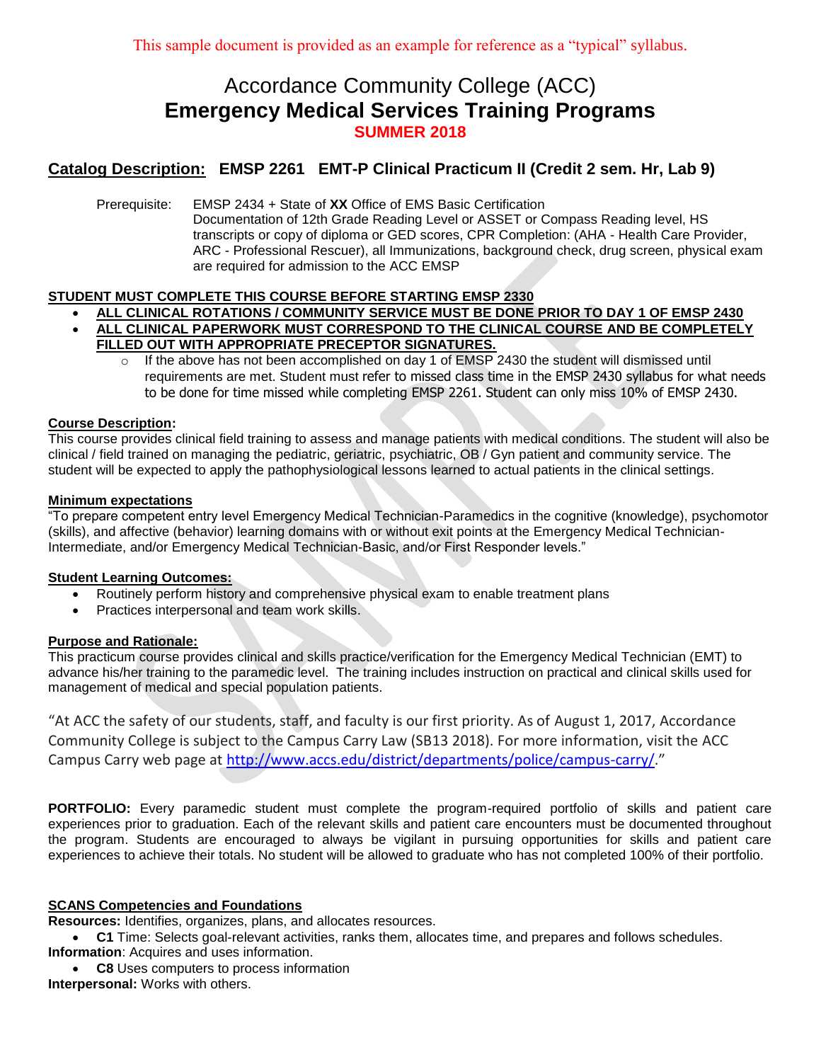This sample document is provided as an example for reference as a "typical" syllabus.

# Accordance Community College (ACC)
# Emergency Medical Services Training Programs
## SUMMER 2018

## Catalog Description: EMSP 2261 EMT-P Clinical Practicum II (Credit 2 sem. Hr, Lab 9)

Prerequisite: EMSP 2434 + State of **XX** Office of EMS Basic Certification
Documentation of 12th Grade Reading Level or ASSET or Compass Reading level, HS transcripts or copy of diploma or GED scores, CPR Completion: (AHA - Health Care Provider, ARC - Professional Rescuer), all Immunizations, background check, drug screen, physical exam are required for admission to the ACC EMSP

**STUDENT MUST COMPLETE THIS COURSE BEFORE STARTING EMSP 2330**

- **ALL CLINICAL ROTATIONS / COMMUNITY SERVICE MUST BE DONE PRIOR TO DAY 1 OF EMSP 2430**
- **ALL CLINICAL PAPERWORK MUST CORRESPOND TO THE CLINICAL COURSE AND BE COMPLETELY FILLED OUT WITH APPROPRIATE PRECEPTOR SIGNATURES.**
  - If the above has not been accomplished on day 1 of EMSP 2430 the student will dismissed until requirements are met. Student must refer to missed class time in the EMSP 2430 syllabus for what needs to be done for time missed while completing EMSP 2261. Student can only miss 10% of EMSP 2430.

**Course Description:**
This course provides clinical field training to assess and manage patients with medical conditions. The student will also be clinical / field trained on managing the pediatric, geriatric, psychiatric, OB / Gyn patient and community service. The student will be expected to apply the pathophysiological lessons learned to actual patients in the clinical settings.

**Minimum expectations**
"To prepare competent entry level Emergency Medical Technician-Paramedics in the cognitive (knowledge), psychomotor (skills), and affective (behavior) learning domains with or without exit points at the Emergency Medical Technician-Intermediate, and/or Emergency Medical Technician-Basic, and/or First Responder levels."

**Student Learning Outcomes:**

- Routinely perform history and comprehensive physical exam to enable treatment plans
- Practices interpersonal and team work skills.

**Purpose and Rationale:**
This practicum course provides clinical and skills practice/verification for the Emergency Medical Technician (EMT) to advance his/her training to the paramedic level. The training includes instruction on practical and clinical skills used for management of medical and special population patients.

"At ACC the safety of our students, staff, and faculty is our first priority. As of August 1, 2017, Accordance Community College is subject to the Campus Carry Law (SB13 2018). For more information, visit the ACC Campus Carry web page at http://www.accs.edu/district/departments/police/campus-carry/."

**PORTFOLIO:** Every paramedic student must complete the program-required portfolio of skills and patient care experiences prior to graduation. Each of the relevant skills and patient care encounters must be documented throughout the program. Students are encouraged to always be vigilant in pursuing opportunities for skills and patient care experiences to achieve their totals. No student will be allowed to graduate who has not completed 100% of their portfolio.

**SCANS Competencies and Foundations**
**Resources:** Identifies, organizes, plans, and allocates resources.

- **C1** Time: Selects goal-relevant activities, ranks them, allocates time, and prepares and follows schedules.

**Information**: Acquires and uses information.

- **C8** Uses computers to process information

**Interpersonal:** Works with others.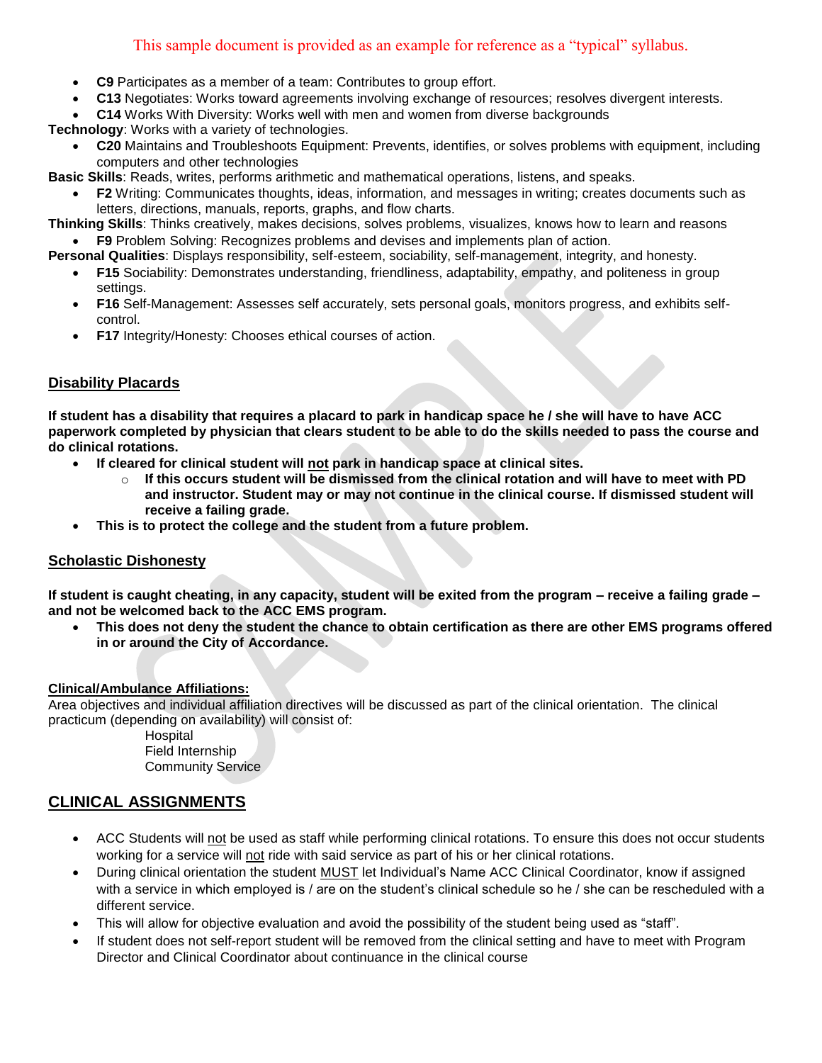This sample document is provided as an example for reference as a "typical" syllabus.

- **C9** Participates as a member of a team: Contributes to group effort.
- **C13** Negotiates: Works toward agreements involving exchange of resources; resolves divergent interests.
- **C14** Works With Diversity: Works well with men and women from diverse backgrounds

**Technology**: Works with a variety of technologies.

- **C20** Maintains and Troubleshoots Equipment: Prevents, identifies, or solves problems with equipment, including computers and other technologies

**Basic Skills**: Reads, writes, performs arithmetic and mathematical operations, listens, and speaks.

- **F2** Writing: Communicates thoughts, ideas, information, and messages in writing; creates documents such as letters, directions, manuals, reports, graphs, and flow charts.

**Thinking Skills**: Thinks creatively, makes decisions, solves problems, visualizes, knows how to learn and reasons

- **F9** Problem Solving: Recognizes problems and devises and implements plan of action.

**Personal Qualities**: Displays responsibility, self-esteem, sociability, self-management, integrity, and honesty.

- **F15** Sociability: Demonstrates understanding, friendliness, adaptability, empathy, and politeness in group settings.
- **F16** Self-Management: Assesses self accurately, sets personal goals, monitors progress, and exhibits self-control.
- **F17** Integrity/Honesty: Chooses ethical courses of action.

## Disability Placards

**If student has a disability that requires a placard to park in handicap space he / she will have to have ACC paperwork completed by physician that clears student to be able to do the skills needed to pass the course and do clinical rotations.**

- **If cleared for clinical student will not park in handicap space at clinical sites.**
  - **If this occurs student will be dismissed from the clinical rotation and will have to meet with PD and instructor. Student may or may not continue in the clinical course. If dismissed student will receive a failing grade.**
- **This is to protect the college and the student from a future problem.**

## Scholastic Dishonesty

**If student is caught cheating, in any capacity, student will be exited from the program – receive a failing grade – and not be welcomed back to the ACC EMS program.**

- **This does not deny the student the chance to obtain certification as there are other EMS programs offered in or around the City of Accordance.**

### Clinical/Ambulance Affiliations:

Area objectives and individual affiliation directives will be discussed as part of the clinical orientation. The clinical practicum (depending on availability) will consist of:

Hospital
Field Internship
Community Service

## CLINICAL ASSIGNMENTS

- ACC Students will not be used as staff while performing clinical rotations. To ensure this does not occur students working for a service will not ride with said service as part of his or her clinical rotations.
- During clinical orientation the student MUST let Individual's Name ACC Clinical Coordinator, know if assigned with a service in which employed is / are on the student's clinical schedule so he / she can be rescheduled with a different service.
- This will allow for objective evaluation and avoid the possibility of the student being used as "staff".
- If student does not self-report student will be removed from the clinical setting and have to meet with Program Director and Clinical Coordinator about continuance in the clinical course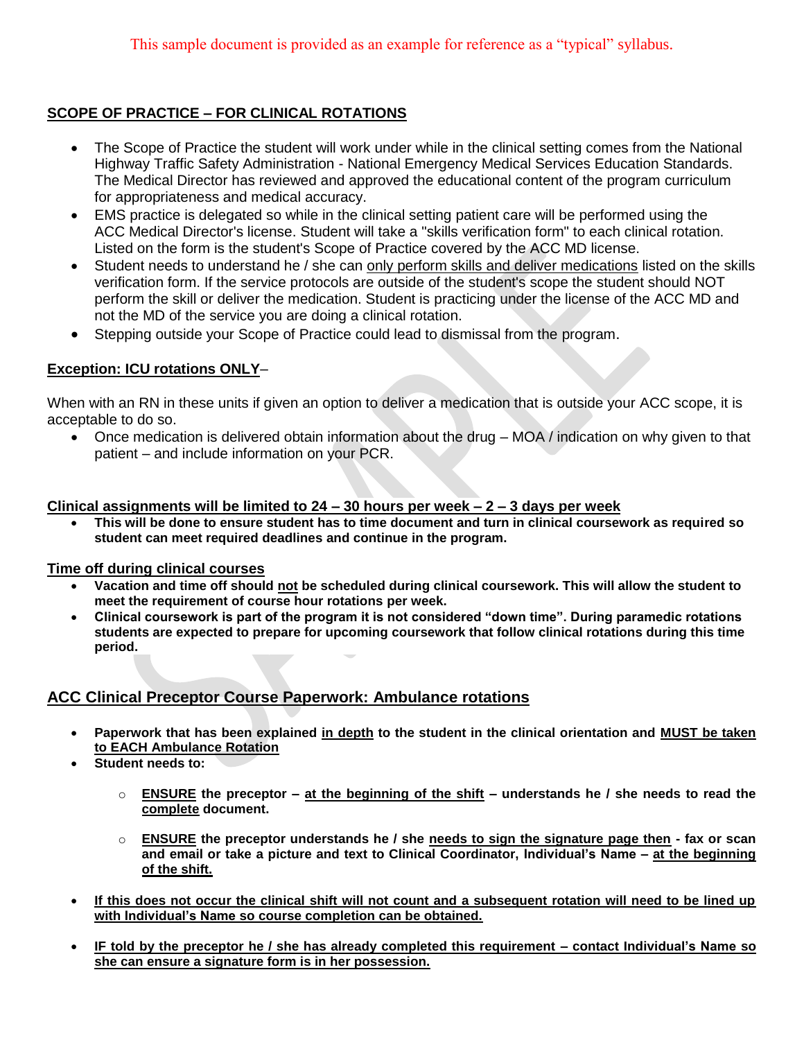This sample document is provided as an example for reference as a "typical" syllabus.

## SCOPE OF PRACTICE – FOR CLINICAL ROTATIONS

- The Scope of Practice the student will work under while in the clinical setting comes from the National Highway Traffic Safety Administration - National Emergency Medical Services Education Standards. The Medical Director has reviewed and approved the educational content of the program curriculum for appropriateness and medical accuracy.
- EMS practice is delegated so while in the clinical setting patient care will be performed using the ACC Medical Director's license. Student will take a "skills verification form" to each clinical rotation. Listed on the form is the student's Scope of Practice covered by the ACC MD license.
- Student needs to understand he / she can only perform skills and deliver medications listed on the skills verification form. If the service protocols are outside of the student's scope the student should NOT perform the skill or deliver the medication. Student is practicing under the license of the ACC MD and not the MD of the service you are doing a clinical rotation.
- Stepping outside your Scope of Practice could lead to dismissal from the program.

**Exception: ICU rotations ONLY**–

When with an RN in these units if given an option to deliver a medication that is outside your ACC scope, it is acceptable to do so.

- Once medication is delivered obtain information about the drug – MOA / indication on why given to that patient – and include information on your PCR.

**Clinical assignments will be limited to 24 – 30 hours per week – 2 – 3 days per week**

- **This will be done to ensure student has to time document and turn in clinical coursework as required so student can meet required deadlines and continue in the program.**

**Time off during clinical courses**

- **Vacation and time off should not be scheduled during clinical coursework. This will allow the student to meet the requirement of course hour rotations per week.**
- **Clinical coursework is part of the program it is not considered "down time". During paramedic rotations students are expected to prepare for upcoming coursework that follow clinical rotations during this time period.**

## ACC Clinical Preceptor Course Paperwork: Ambulance rotations

- **Paperwork that has been explained in depth to the student in the clinical orientation and MUST be taken to EACH Ambulance Rotation**
- **Student needs to:**
  - **ENSURE the preceptor – at the beginning of the shift – understands he / she needs to read the complete document.**
  - **ENSURE the preceptor understands he / she needs to sign the signature page then - fax or scan and email or take a picture and text to Clinical Coordinator, Individual's Name – at the beginning of the shift.**
- **If this does not occur the clinical shift will not count and a subsequent rotation will need to be lined up with Individual's Name so course completion can be obtained.**
- **IF told by the preceptor he / she has already completed this requirement – contact Individual's Name so she can ensure a signature form is in her possession.**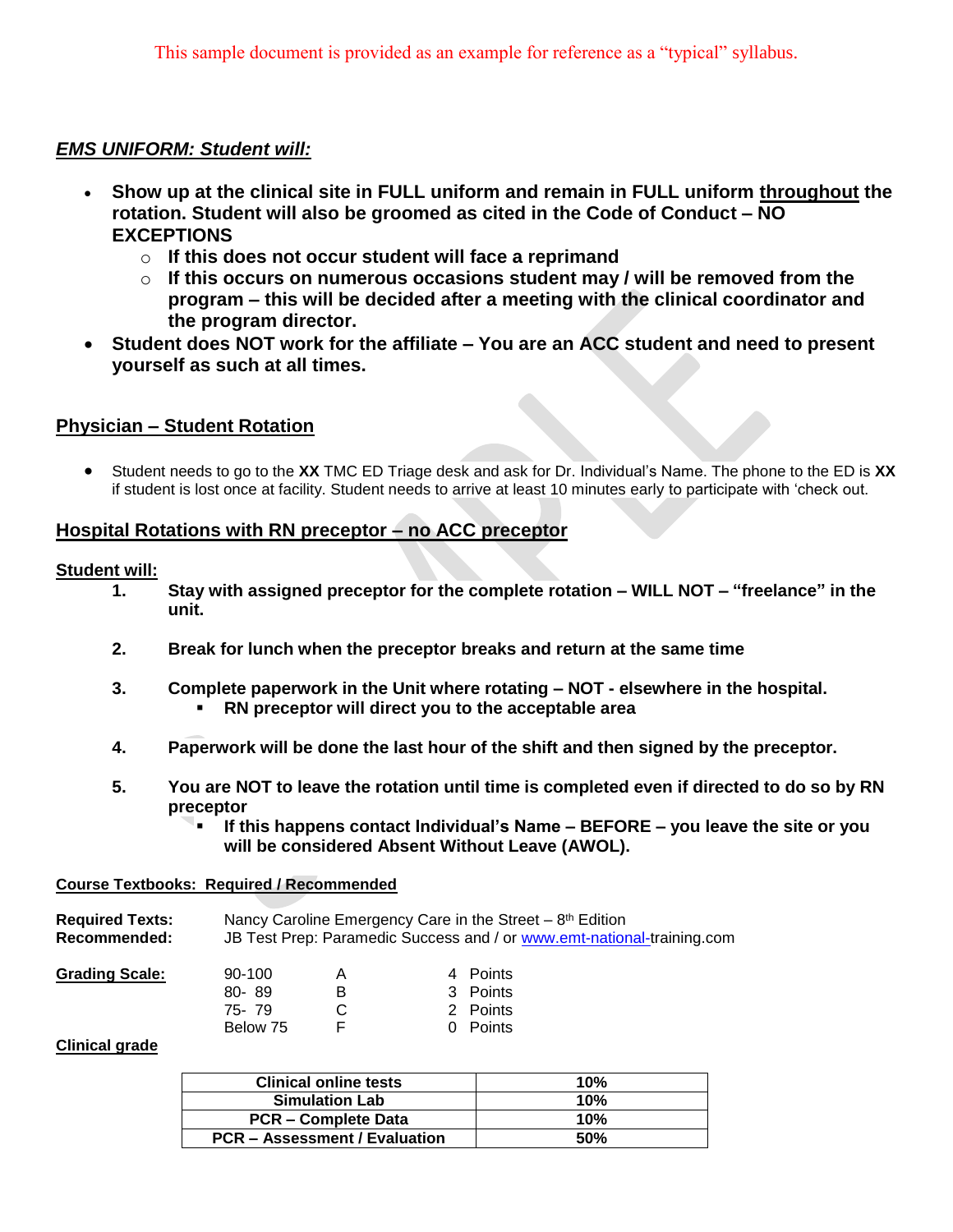This sample document is provided as an example for reference as a "typical" syllabus.

***EMS UNIFORM: Student will:***

- **Show up at the clinical site in FULL uniform and remain in FULL uniform throughout the rotation. Student will also be groomed as cited in the Code of Conduct – NO EXCEPTIONS**
  - **If this does not occur student will face a reprimand**
  - **If this occurs on numerous occasions student may / will be removed from the program – this will be decided after a meeting with the clinical coordinator and the program director.**
- **Student does NOT work for the affiliate – You are an ACC student and need to present yourself as such at all times.**

**Physician – Student Rotation**

- Student needs to go to the **XX** TMC ED Triage desk and ask for Dr. Individual's Name. The phone to the ED is **XX** if student is lost once at facility. Student needs to arrive at least 10 minutes early to participate with 'check out.

**Hospital Rotations with RN preceptor – no ACC preceptor**

**Student will:**

1. **Stay with assigned preceptor for the complete rotation – WILL NOT – "freelance" in the unit.**
2. **Break for lunch when the preceptor breaks and return at the same time**
3. **Complete paperwork in the Unit where rotating – NOT - elsewhere in the hospital.**
   - **RN preceptor will direct you to the acceptable area**
4. **Paperwork will be done the last hour of the shift and then signed by the preceptor.**
5. **You are NOT to leave the rotation until time is completed even if directed to do so by RN preceptor**
   - **If this happens contact Individual's Name – BEFORE – you leave the site or you will be considered Absent Without Leave (AWOL).**

**Course Textbooks: Required / Recommended**

**Required Texts:** Nancy Caroline Emergency Care in the Street – 8th Edition
**Recommended:** JB Test Prep: Paramedic Success and / or www.emt-national-training.com

**Grading Scale:**

| | | |
|---|---|---|
| 90-100 | A | 4 Points |
| 80- 89 | B | 3 Points |
| 75- 79 | C | 2 Points |
| Below 75 | F | 0 Points |

**Clinical grade**

| | |
|---|---|
| **Clinical online tests** | **10%** |
| **Simulation Lab** | **10%** |
| **PCR – Complete Data** | **10%** |
| **PCR – Assessment / Evaluation** | **50%** |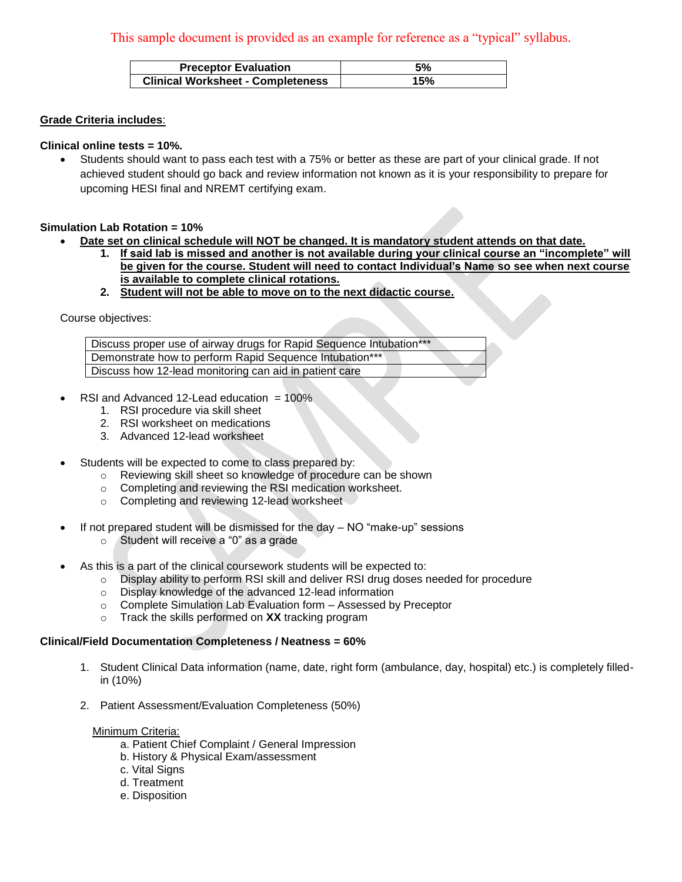This sample document is provided as an example for reference as a "typical" syllabus.

| Preceptor Evaluation | 5% |
| --- | --- |
| Clinical Worksheet - Completeness | 15% |

**Grade Criteria includes**:

**Clinical online tests = 10%.**

- Students should want to pass each test with a 75% or better as these are part of your clinical grade. If not achieved student should go back and review information not known as it is your responsibility to prepare for upcoming HESI final and NREMT certifying exam.

**Simulation Lab Rotation = 10%**

- **Date set on clinical schedule will NOT be changed. It is mandatory student attends on that date.**
  1. **If said lab is missed and another is not available during your clinical course an "incomplete" will be given for the course. Student will need to contact Individual's Name so see when next course is available to complete clinical rotations.**
  2. **Student will not be able to move on to the next didactic course.**

Course objectives:

| Discuss proper use of airway drugs for Rapid Sequence Intubation*** |
| --- |
| Demonstrate how to perform Rapid Sequence Intubation*** |
| Discuss how 12-lead monitoring can aid in patient care |

- RSI and Advanced 12-Lead education = 100%
  1. RSI procedure via skill sheet
  2. RSI worksheet on medications
  3. Advanced 12-lead worksheet

- Students will be expected to come to class prepared by:
  - Reviewing skill sheet so knowledge of procedure can be shown
  - Completing and reviewing the RSI medication worksheet.
  - Completing and reviewing 12-lead worksheet

- If not prepared student will be dismissed for the day – NO "make-up" sessions
  - Student will receive a "0" as a grade

- As this is a part of the clinical coursework students will be expected to:
  - Display ability to perform RSI skill and deliver RSI drug doses needed for procedure
  - Display knowledge of the advanced 12-lead information
  - Complete Simulation Lab Evaluation form – Assessed by Preceptor
  - Track the skills performed on **XX** tracking program

**Clinical/Field Documentation Completeness / Neatness = 60%**

1. Student Clinical Data information (name, date, right form (ambulance, day, hospital) etc.) is completely filled-in (10%)

2. Patient Assessment/Evaluation Completeness (50%)

   Minimum Criteria:
   
   a. Patient Chief Complaint / General Impression
   b. History & Physical Exam/assessment
   c. Vital Signs
   d. Treatment
   e. Disposition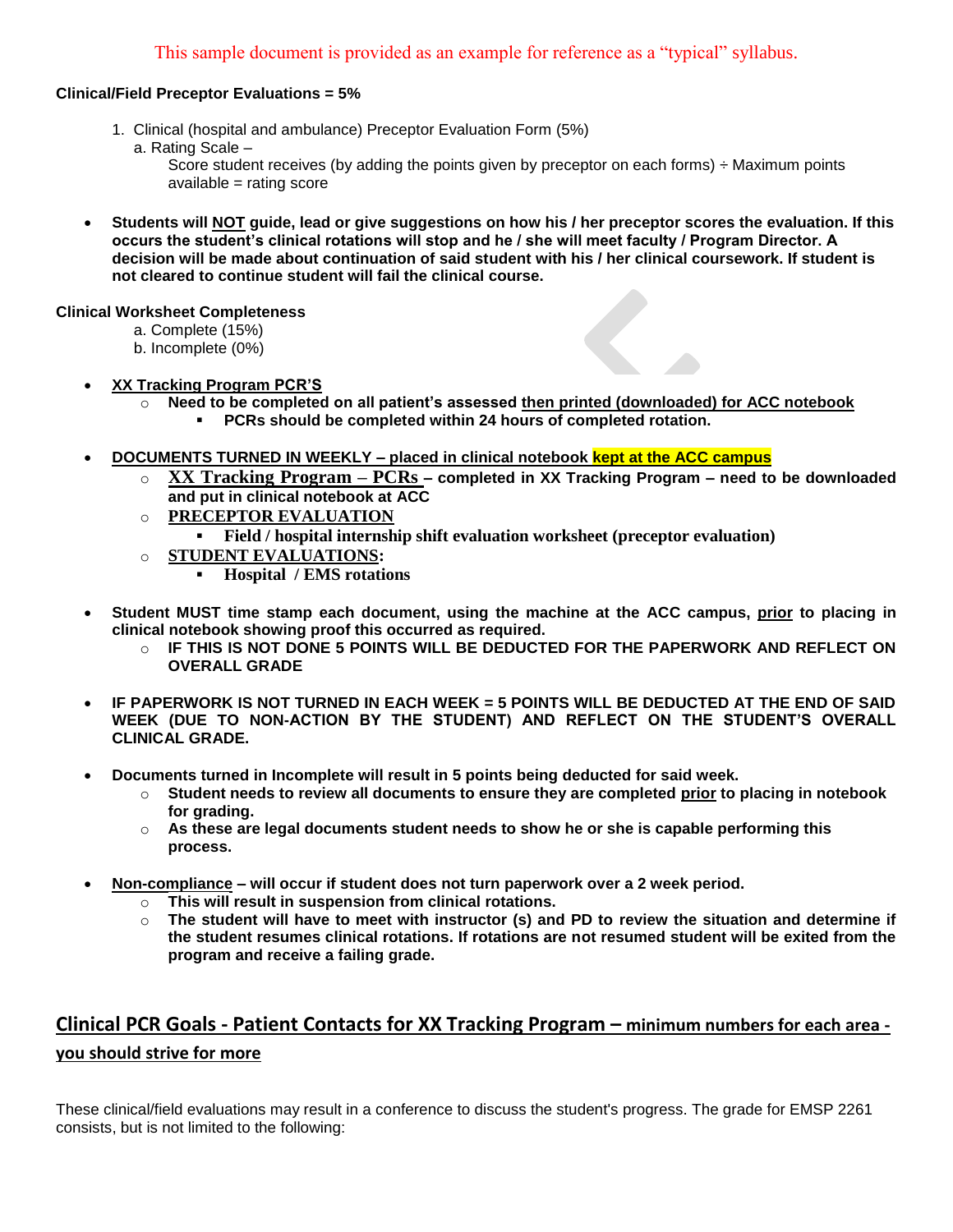This sample document is provided as an example for reference as a "typical" syllabus.

**Clinical/Field Preceptor Evaluations = 5%**

1. Clinical (hospital and ambulance) Preceptor Evaluation Form (5%)
   a. Rating Scale –
      Score student receives (by adding the points given by preceptor on each forms) ÷ Maximum points available = rating score

- **Students will NOT guide, lead or give suggestions on how his / her preceptor scores the evaluation. If this occurs the student's clinical rotations will stop and he / she will meet faculty / Program Director. A decision will be made about continuation of said student with his / her clinical coursework. If student is not cleared to continue student will fail the clinical course.**

**Clinical Worksheet Completeness**

a. Complete (15%)
b. Incomplete (0%)

- **XX Tracking Program PCR'S**
  - **Need to be completed on all patient's assessed then printed (downloaded) for ACC notebook**
    - **PCRs should be completed within 24 hours of completed rotation.**

- **DOCUMENTS TURNED IN WEEKLY – placed in clinical notebook kept at the ACC campus**
  - **XX Tracking Program – PCRs – completed in XX Tracking Program – need to be downloaded and put in clinical notebook at ACC**
  - **PRECEPTOR EVALUATION**
    - **Field / hospital internship shift evaluation worksheet (preceptor evaluation)**
  - **STUDENT EVALUATIONS:**
    - **Hospital / EMS rotations**

- **Student MUST time stamp each document, using the machine at the ACC campus, prior to placing in clinical notebook showing proof this occurred as required.**
  - **IF THIS IS NOT DONE 5 POINTS WILL BE DEDUCTED FOR THE PAPERWORK AND REFLECT ON OVERALL GRADE**

- **IF PAPERWORK IS NOT TURNED IN EACH WEEK = 5 POINTS WILL BE DEDUCTED AT THE END OF SAID WEEK (DUE TO NON-ACTION BY THE STUDENT) AND REFLECT ON THE STUDENT'S OVERALL CLINICAL GRADE.**

- **Documents turned in Incomplete will result in 5 points being deducted for said week.**
  - **Student needs to review all documents to ensure they are completed prior to placing in notebook for grading.**
  - **As these are legal documents student needs to show he or she is capable performing this process.**

- **Non-compliance – will occur if student does not turn paperwork over a 2 week period.**
  - **This will result in suspension from clinical rotations.**
  - **The student will have to meet with instructor (s) and PD to review the situation and determine if the student resumes clinical rotations. If rotations are not resumed student will be exited from the program and receive a failing grade.**

## Clinical PCR Goals - Patient Contacts for XX Tracking Program – minimum numbers for each area - you should strive for more

These clinical/field evaluations may result in a conference to discuss the student's progress. The grade for EMSP 2261 consists, but is not limited to the following: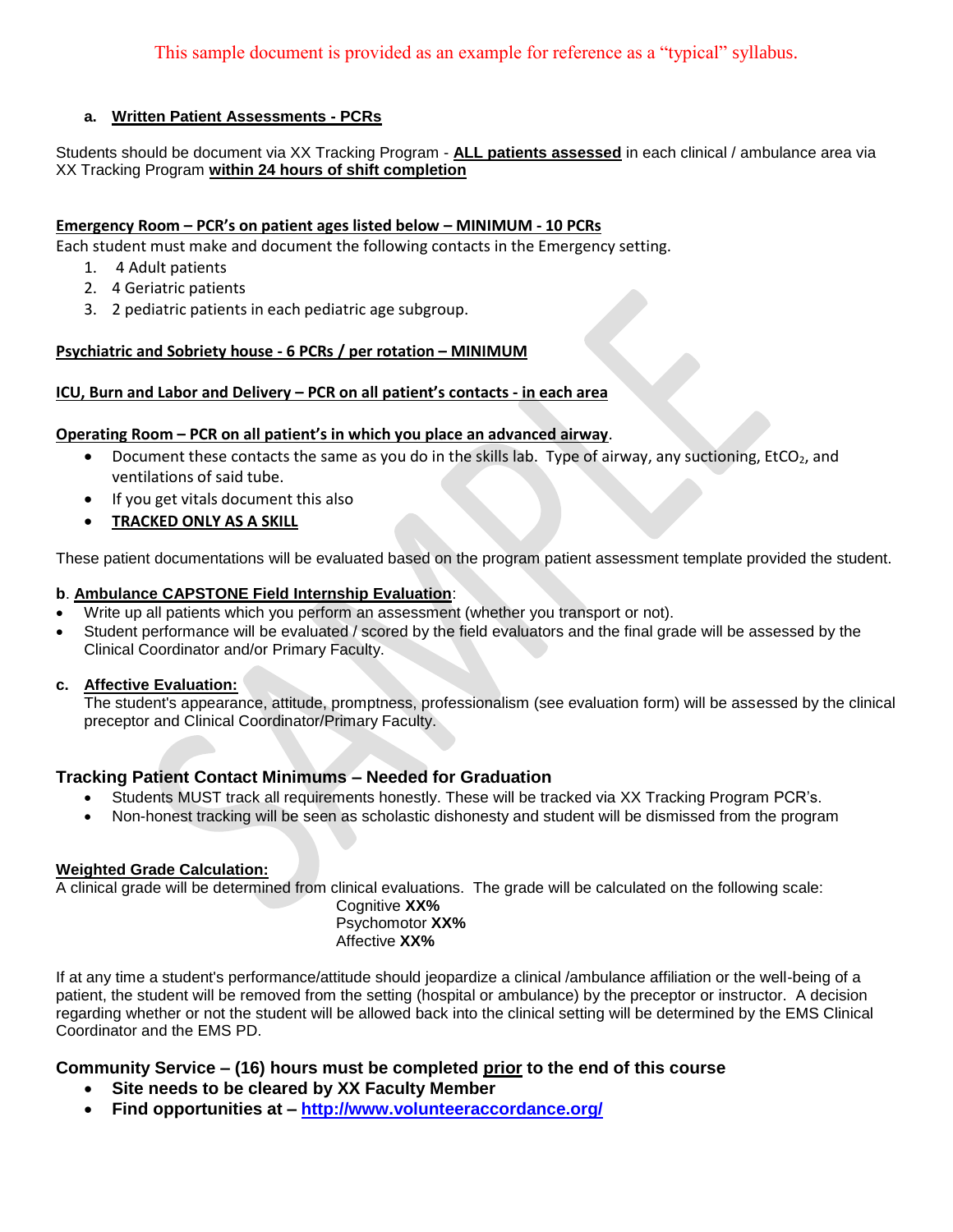This sample document is provided as an example for reference as a "typical" syllabus.

**a. Written Patient Assessments - PCRs**

Students should be document via XX Tracking Program - **ALL patients assessed** in each clinical / ambulance area via XX Tracking Program **within 24 hours of shift completion**

**Emergency Room – PCR's on patient ages listed below – MINIMUM - 10 PCRs**

Each student must make and document the following contacts in the Emergency setting.

1. 4 Adult patients
2. 4 Geriatric patients
3. 2 pediatric patients in each pediatric age subgroup.

**Psychiatric and Sobriety house - 6 PCRs / per rotation – MINIMUM**

**ICU, Burn and Labor and Delivery – PCR on all patient's contacts - in each area**

**Operating Room – PCR on all patient's in which you place an advanced airway**.

- Document these contacts the same as you do in the skills lab. Type of airway, any suctioning, $EtCO_2$, and ventilations of said tube.
- If you get vitals document this also
- **TRACKED ONLY AS A SKILL**

These patient documentations will be evaluated based on the program patient assessment template provided the student.

**b. Ambulance CAPSTONE Field Internship Evaluation**:

- Write up all patients which you perform an assessment (whether you transport or not).
- Student performance will be evaluated / scored by the field evaluators and the final grade will be assessed by the Clinical Coordinator and/or Primary Faculty.

**c. Affective Evaluation:**

The student's appearance, attitude, promptness, professionalism (see evaluation form) will be assessed by the clinical preceptor and Clinical Coordinator/Primary Faculty.

### Tracking Patient Contact Minimums – Needed for Graduation

- Students MUST track all requirements honestly. These will be tracked via XX Tracking Program PCR's.
- Non-honest tracking will be seen as scholastic dishonesty and student will be dismissed from the program

**Weighted Grade Calculation:**

A clinical grade will be determined from clinical evaluations. The grade will be calculated on the following scale:

Cognitive **XX%**
Psychomotor **XX%**
Affective **XX%**

If at any time a student's performance/attitude should jeopardize a clinical /ambulance affiliation or the well-being of a patient, the student will be removed from the setting (hospital or ambulance) by the preceptor or instructor. A decision regarding whether or not the student will be allowed back into the clinical setting will be determined by the EMS Clinical Coordinator and the EMS PD.

### Community Service – (16) hours must be completed prior to the end of this course

- **Site needs to be cleared by XX Faculty Member**
- **Find opportunities at – http://www.volunteeraccordance.org/**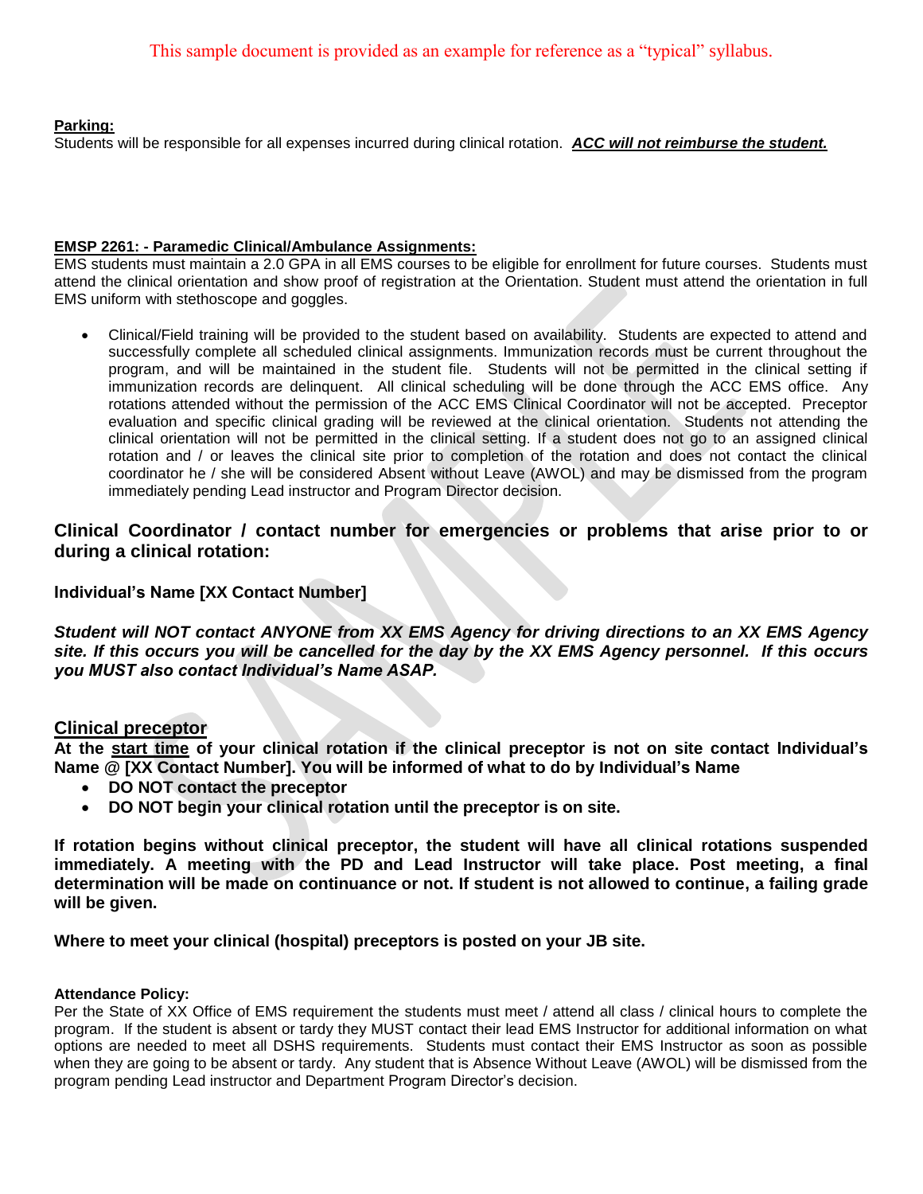This sample document is provided as an example for reference as a "typical" syllabus.

**Parking:**
Students will be responsible for all expenses incurred during clinical rotation. ***ACC will not reimburse the student.***

**EMSP 2261: - Paramedic Clinical/Ambulance Assignments:**
EMS students must maintain a 2.0 GPA in all EMS courses to be eligible for enrollment for future courses. Students must attend the clinical orientation and show proof of registration at the Orientation. Student must attend the orientation in full EMS uniform with stethoscope and goggles.

- Clinical/Field training will be provided to the student based on availability. Students are expected to attend and successfully complete all scheduled clinical assignments. Immunization records must be current throughout the program, and will be maintained in the student file. Students will not be permitted in the clinical setting if immunization records are delinquent. All clinical scheduling will be done through the ACC EMS office. Any rotations attended without the permission of the ACC EMS Clinical Coordinator will not be accepted. Preceptor evaluation and specific clinical grading will be reviewed at the clinical orientation. Students not attending the clinical orientation will not be permitted in the clinical setting. If a student does not go to an assigned clinical rotation and / or leaves the clinical site prior to completion of the rotation and does not contact the clinical coordinator he / she will be considered Absent without Leave (AWOL) and may be dismissed from the program immediately pending Lead instructor and Program Director decision.

## Clinical Coordinator / contact number for emergencies or problems that arise prior to or during a clinical rotation:

**Individual's Name [XX Contact Number]**

***Student will NOT contact ANYONE from XX EMS Agency for driving directions to an XX EMS Agency site. If this occurs you will be cancelled for the day by the XX EMS Agency personnel. If this occurs you MUST also contact Individual's Name ASAP.***

## Clinical preceptor

**At the start time of your clinical rotation if the clinical preceptor is not on site contact Individual's Name @ [XX Contact Number]. You will be informed of what to do by Individual's Name**

- **DO NOT contact the preceptor**
- **DO NOT begin your clinical rotation until the preceptor is on site.**

**If rotation begins without clinical preceptor, the student will have all clinical rotations suspended immediately. A meeting with the PD and Lead Instructor will take place. Post meeting, a final determination will be made on continuance or not. If student is not allowed to continue, a failing grade will be given.**

**Where to meet your clinical (hospital) preceptors is posted on your JB site.**

**Attendance Policy:**
Per the State of XX Office of EMS requirement the students must meet / attend all class / clinical hours to complete the program. If the student is absent or tardy they MUST contact their lead EMS Instructor for additional information on what options are needed to meet all DSHS requirements. Students must contact their EMS Instructor as soon as possible when they are going to be absent or tardy. Any student that is Absence Without Leave (AWOL) will be dismissed from the program pending Lead instructor and Department Program Director's decision.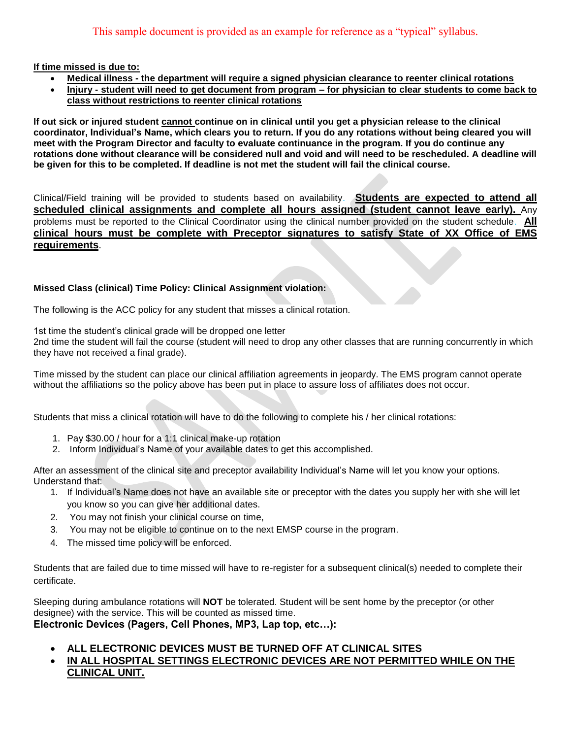This sample document is provided as an example for reference as a "typical" syllabus.

**If time missed is due to:**

- **Medical illness - the department will require a signed physician clearance to reenter clinical rotations**
- **Injury - student will need to get document from program – for physician to clear students to come back to class without restrictions to reenter clinical rotations**

**If out sick or injured student cannot continue on in clinical until you get a physician release to the clinical coordinator, Individual's Name, which clears you to return. If you do any rotations without being cleared you will meet with the Program Director and faculty to evaluate continuance in the program. If you do continue any rotations done without clearance will be considered null and void and will need to be rescheduled. A deadline will be given for this to be completed. If deadline is not met the student will fail the clinical course.**

Clinical/Field training will be provided to students based on availability. **Students are expected to attend all scheduled clinical assignments and complete all hours assigned (student cannot leave early).** Any problems must be reported to the Clinical Coordinator using the clinical number provided on the student schedule. **All clinical hours must be complete with Preceptor signatures to satisfy State of XX Office of EMS requirements**.

**Missed Class (clinical) Time Policy: Clinical Assignment violation:**

The following is the ACC policy for any student that misses a clinical rotation.

1st time the student's clinical grade will be dropped one letter
2nd time the student will fail the course (student will need to drop any other classes that are running concurrently in which they have not received a final grade).

Time missed by the student can place our clinical affiliation agreements in jeopardy. The EMS program cannot operate without the affiliations so the policy above has been put in place to assure loss of affiliates does not occur.

Students that miss a clinical rotation will have to do the following to complete his / her clinical rotations:

1. Pay $30.00 / hour for a 1:1 clinical make-up rotation
2. Inform Individual's Name of your available dates to get this accomplished.

After an assessment of the clinical site and preceptor availability Individual's Name will let you know your options. Understand that:

1. If Individual's Name does not have an available site or preceptor with the dates you supply her with she will let you know so you can give her additional dates.
2. You may not finish your clinical course on time,
3. You may not be eligible to continue on to the next EMSP course in the program.
4. The missed time policy will be enforced.

Students that are failed due to time missed will have to re-register for a subsequent clinical(s) needed to complete their certificate.

Sleeping during ambulance rotations will **NOT** be tolerated. Student will be sent home by the preceptor (or other designee) with the service. This will be counted as missed time.

**Electronic Devices (Pagers, Cell Phones, MP3, Lap top, etc…):**

- **ALL ELECTRONIC DEVICES MUST BE TURNED OFF AT CLINICAL SITES**
- **IN ALL HOSPITAL SETTINGS ELECTRONIC DEVICES ARE NOT PERMITTED WHILE ON THE CLINICAL UNIT.**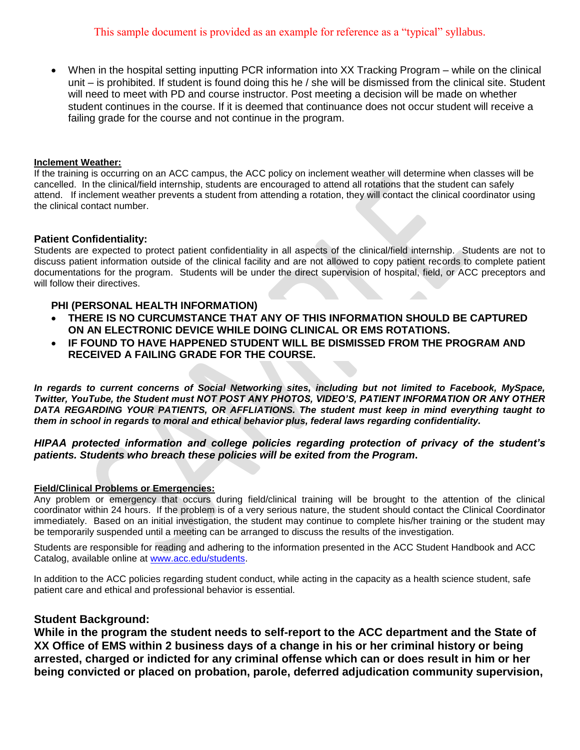This sample document is provided as an example for reference as a "typical" syllabus.

- When in the hospital setting inputting PCR information into XX Tracking Program – while on the clinical unit – is prohibited. If student is found doing this he / she will be dismissed from the clinical site. Student will need to meet with PD and course instructor. Post meeting a decision will be made on whether student continues in the course. If it is deemed that continuance does not occur student will receive a failing grade for the course and not continue in the program.

**Inclement Weather:**

If the training is occurring on an ACC campus, the ACC policy on inclement weather will determine when classes will be cancelled. In the clinical/field internship, students are encouraged to attend all rotations that the student can safely attend. If inclement weather prevents a student from attending a rotation, they will contact the clinical coordinator using the clinical contact number.

**Patient Confidentiality:**

Students are expected to protect patient confidentiality in all aspects of the clinical/field internship. Students are not to discuss patient information outside of the clinical facility and are not allowed to copy patient records to complete patient documentations for the program. Students will be under the direct supervision of hospital, field, or ACC preceptors and will follow their directives.

**PHI (PERSONAL HEALTH INFORMATION)**

- **THERE IS NO CURCUMSTANCE THAT ANY OF THIS INFORMATION SHOULD BE CAPTURED ON AN ELECTRONIC DEVICE WHILE DOING CLINICAL OR EMS ROTATIONS.**
- **IF FOUND TO HAVE HAPPENED STUDENT WILL BE DISMISSED FROM THE PROGRAM AND RECEIVED A FAILING GRADE FOR THE COURSE.**

***In regards to current concerns of Social Networking sites, including but not limited to Facebook, MySpace, Twitter, YouTube, the Student must NOT POST ANY PHOTOS, VIDEO'S, PATIENT INFORMATION OR ANY OTHER DATA REGARDING YOUR PATIENTS, OR AFFLIATIONS. The student must keep in mind everything taught to them in school in regards to moral and ethical behavior plus, federal laws regarding confidentiality.***

***HIPAA protected information and college policies regarding protection of privacy of the student's patients. Students who breach these policies will be exited from the Program.***

**Field/Clinical Problems or Emergencies:**

Any problem or emergency that occurs during field/clinical training will be brought to the attention of the clinical coordinator within 24 hours. If the problem is of a very serious nature, the student should contact the Clinical Coordinator immediately. Based on an initial investigation, the student may continue to complete his/her training or the student may be temporarily suspended until a meeting can be arranged to discuss the results of the investigation.

Students are responsible for reading and adhering to the information presented in the ACC Student Handbook and ACC Catalog, available online at www.acc.edu/students.

In addition to the ACC policies regarding student conduct, while acting in the capacity as a health science student, safe patient care and ethical and professional behavior is essential.

**Student Background:**

**While in the program the student needs to self-report to the ACC department and the State of XX Office of EMS within 2 business days of a change in his or her criminal history or being arrested, charged or indicted for any criminal offense which can or does result in him or her being convicted or placed on probation, parole, deferred adjudication community supervision,**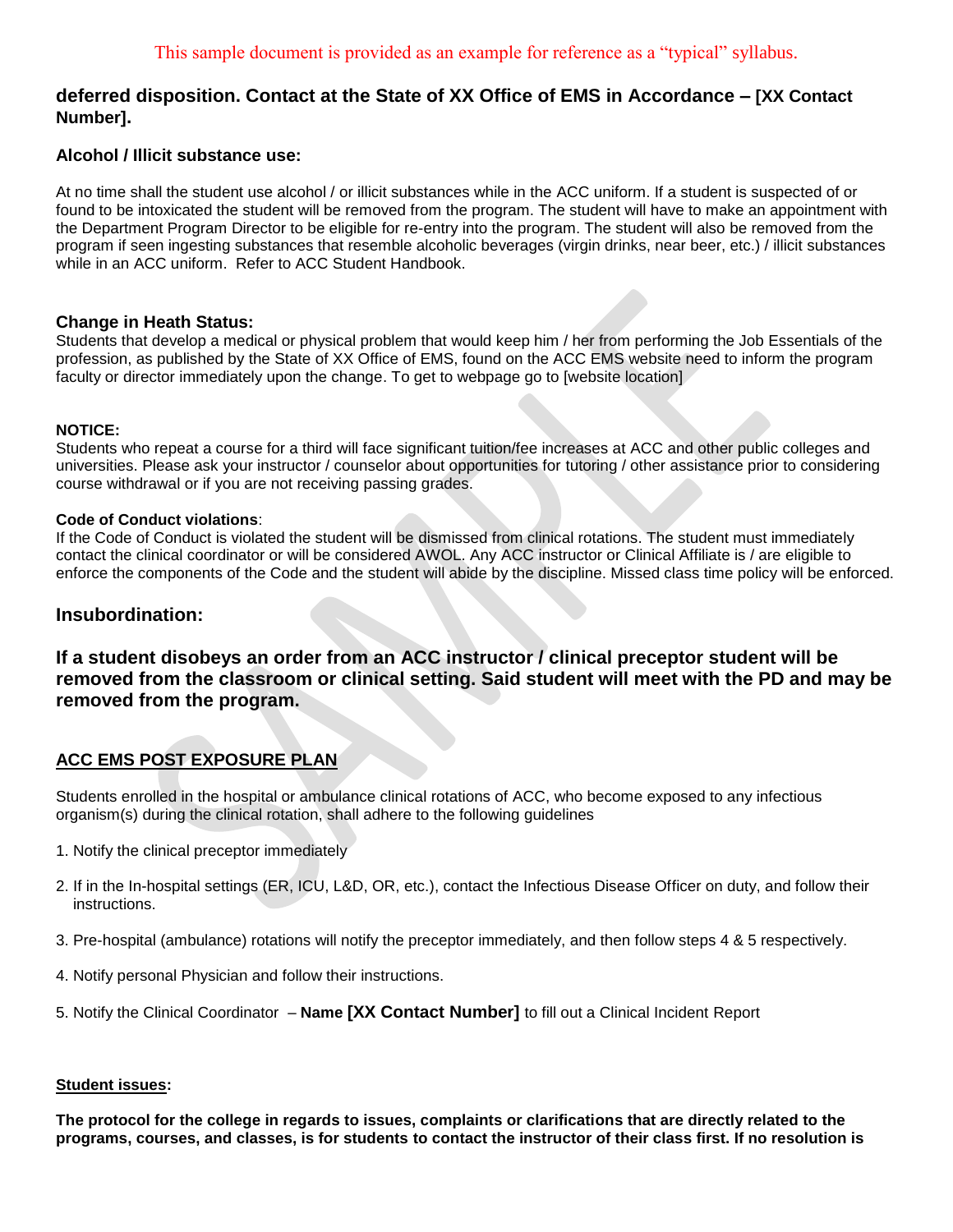This sample document is provided as an example for reference as a "typical" syllabus.

**deferred disposition. Contact at the State of XX Office of EMS in Accordance – [XX Contact Number].**

### Alcohol / Illicit substance use:

At no time shall the student use alcohol / or illicit substances while in the ACC uniform. If a student is suspected of or found to be intoxicated the student will be removed from the program. The student will have to make an appointment with the Department Program Director to be eligible for re-entry into the program. The student will also be removed from the program if seen ingesting substances that resemble alcoholic beverages (virgin drinks, near beer, etc.) / illicit substances while in an ACC uniform. Refer to ACC Student Handbook.

### Change in Heath Status:

Students that develop a medical or physical problem that would keep him / her from performing the Job Essentials of the profession, as published by the State of XX Office of EMS, found on the ACC EMS website need to inform the program faculty or director immediately upon the change. To get to webpage go to [website location]

**NOTICE:**

Students who repeat a course for a third will face significant tuition/fee increases at ACC and other public colleges and universities. Please ask your instructor / counselor about opportunities for tutoring / other assistance prior to considering course withdrawal or if you are not receiving passing grades.

**Code of Conduct violations**:

If the Code of Conduct is violated the student will be dismissed from clinical rotations. The student must immediately contact the clinical coordinator or will be considered AWOL. Any ACC instructor or Clinical Affiliate is / are eligible to enforce the components of the Code and the student will abide by the discipline. Missed class time policy will be enforced.

### Insubordination:

**If a student disobeys an order from an ACC instructor / clinical preceptor student will be removed from the classroom or clinical setting. Said student will meet with the PD and may be removed from the program.**

### ACC EMS POST EXPOSURE PLAN

Students enrolled in the hospital or ambulance clinical rotations of ACC, who become exposed to any infectious organism(s) during the clinical rotation, shall adhere to the following guidelines

1. Notify the clinical preceptor immediately
2. If in the In-hospital settings (ER, ICU, L&D, OR, etc.), contact the Infectious Disease Officer on duty, and follow their instructions.
3. Pre-hospital (ambulance) rotations will notify the preceptor immediately, and then follow steps 4 & 5 respectively.
4. Notify personal Physician and follow their instructions.
5. Notify the Clinical Coordinator – **Name [XX Contact Number]** to fill out a Clinical Incident Report

**Student issues:**

**The protocol for the college in regards to issues, complaints or clarifications that are directly related to the programs, courses, and classes, is for students to contact the instructor of their class first. If no resolution is**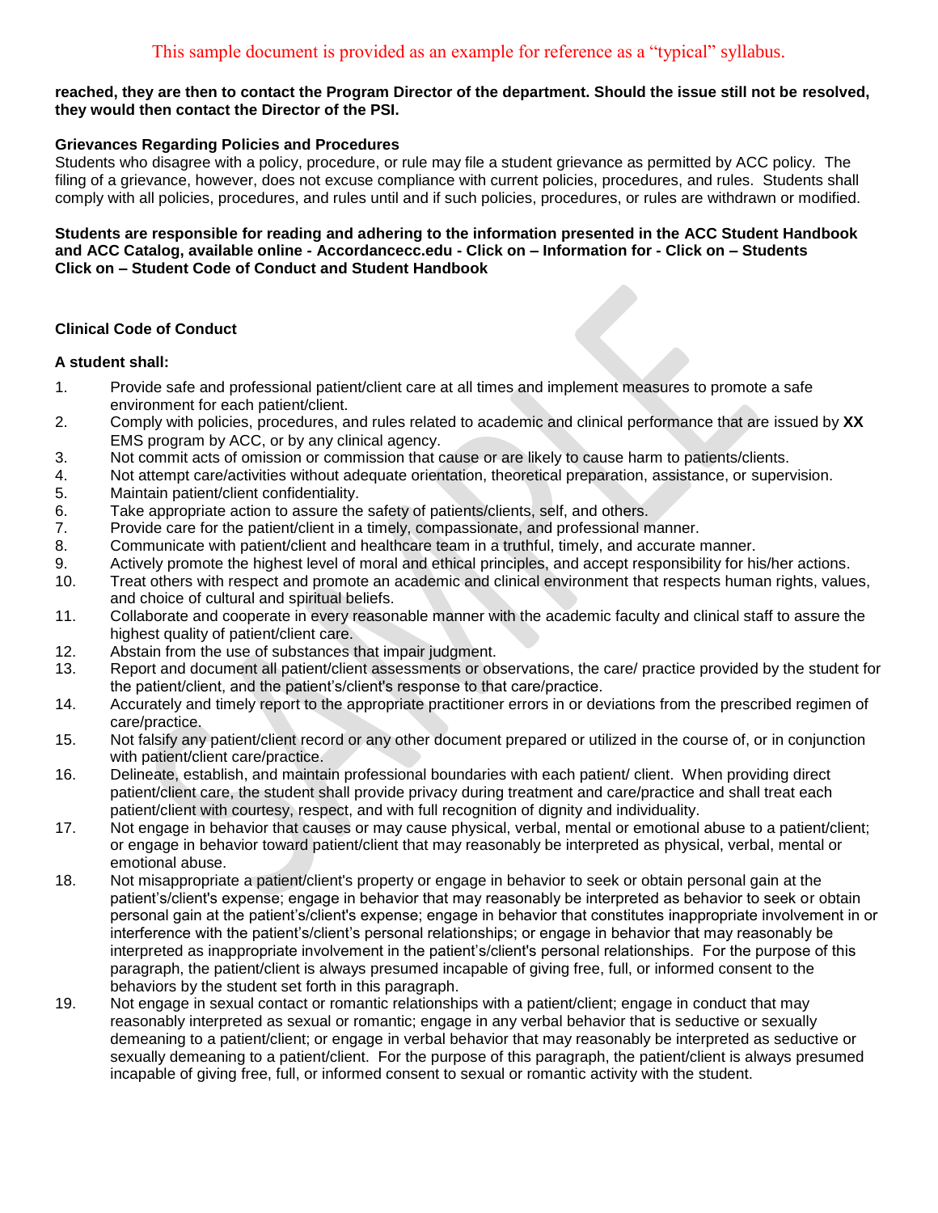**reached, they are then to contact the Program Director of the department. Should the issue still not be resolved, they would then contact the Director of the PSI.**

**Grievances Regarding Policies and Procedures**

Students who disagree with a policy, procedure, or rule may file a student grievance as permitted by ACC policy. The filing of a grievance, however, does not excuse compliance with current policies, procedures, and rules. Students shall comply with all policies, procedures, and rules until and if such policies, procedures, or rules are withdrawn or modified.

**Students are responsible for reading and adhering to the information presented in the ACC Student Handbook and ACC Catalog, available online - Accordancecc.edu - Click on – Information for - Click on – Students Click on – Student Code of Conduct and Student Handbook**

**Clinical Code of Conduct**

**A student shall:**

1. Provide safe and professional patient/client care at all times and implement measures to promote a safe environment for each patient/client.
2. Comply with policies, procedures, and rules related to academic and clinical performance that are issued by **XX** EMS program by ACC, or by any clinical agency.
3. Not commit acts of omission or commission that cause or are likely to cause harm to patients/clients.
4. Not attempt care/activities without adequate orientation, theoretical preparation, assistance, or supervision.
5. Maintain patient/client confidentiality.
6. Take appropriate action to assure the safety of patients/clients, self, and others.
7. Provide care for the patient/client in a timely, compassionate, and professional manner.
8. Communicate with patient/client and healthcare team in a truthful, timely, and accurate manner.
9. Actively promote the highest level of moral and ethical principles, and accept responsibility for his/her actions.
10. Treat others with respect and promote an academic and clinical environment that respects human rights, values, and choice of cultural and spiritual beliefs.
11. Collaborate and cooperate in every reasonable manner with the academic faculty and clinical staff to assure the highest quality of patient/client care.
12. Abstain from the use of substances that impair judgment.
13. Report and document all patient/client assessments or observations, the care/ practice provided by the student for the patient/client, and the patient's/client's response to that care/practice.
14. Accurately and timely report to the appropriate practitioner errors in or deviations from the prescribed regimen of care/practice.
15. Not falsify any patient/client record or any other document prepared or utilized in the course of, or in conjunction with patient/client care/practice.
16. Delineate, establish, and maintain professional boundaries with each patient/ client. When providing direct patient/client care, the student shall provide privacy during treatment and care/practice and shall treat each patient/client with courtesy, respect, and with full recognition of dignity and individuality.
17. Not engage in behavior that causes or may cause physical, verbal, mental or emotional abuse to a patient/client; or engage in behavior toward patient/client that may reasonably be interpreted as physical, verbal, mental or emotional abuse.
18. Not misappropriate a patient/client's property or engage in behavior to seek or obtain personal gain at the patient's/client's expense; engage in behavior that may reasonably be interpreted as behavior to seek or obtain personal gain at the patient's/client's expense; engage in behavior that constitutes inappropriate involvement in or interference with the patient's/client's personal relationships; or engage in behavior that may reasonably be interpreted as inappropriate involvement in the patient's/client's personal relationships. For the purpose of this paragraph, the patient/client is always presumed incapable of giving free, full, or informed consent to the behaviors by the student set forth in this paragraph.
19. Not engage in sexual contact or romantic relationships with a patient/client; engage in conduct that may reasonably interpreted as sexual or romantic; engage in any verbal behavior that is seductive or sexually demeaning to a patient/client; or engage in verbal behavior that may reasonably be interpreted as seductive or sexually demeaning to a patient/client. For the purpose of this paragraph, the patient/client is always presumed incapable of giving free, full, or informed consent to sexual or romantic activity with the student.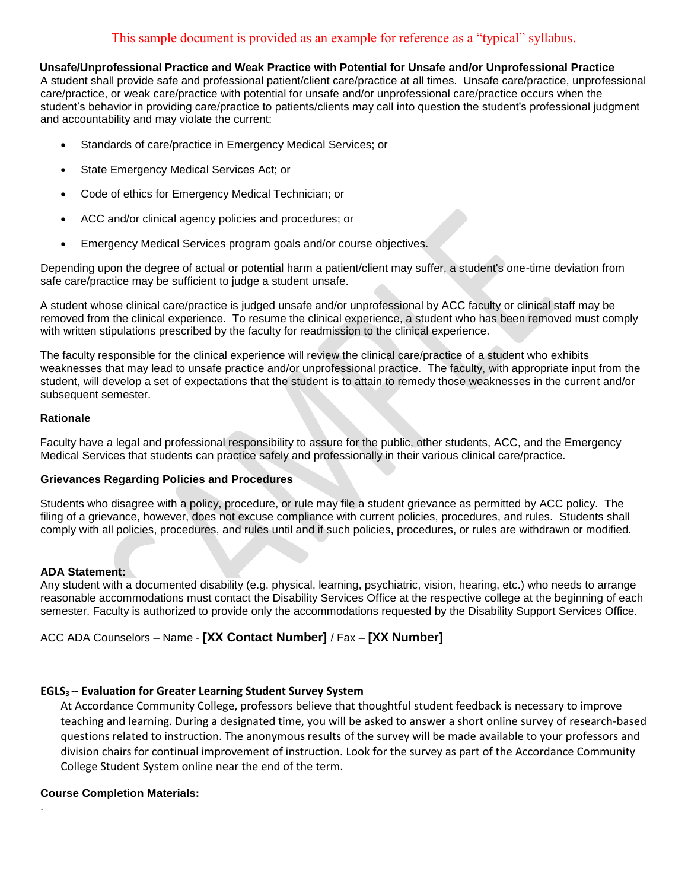This sample document is provided as an example for reference as a "typical" syllabus.

**Unsafe/Unprofessional Practice and Weak Practice with Potential for Unsafe and/or Unprofessional Practice**

A student shall provide safe and professional patient/client care/practice at all times. Unsafe care/practice, unprofessional care/practice, or weak care/practice with potential for unsafe and/or unprofessional care/practice occurs when the student's behavior in providing care/practice to patients/clients may call into question the student's professional judgment and accountability and may violate the current:

- Standards of care/practice in Emergency Medical Services; or
- State Emergency Medical Services Act; or
- Code of ethics for Emergency Medical Technician; or
- ACC and/or clinical agency policies and procedures; or
- Emergency Medical Services program goals and/or course objectives.

Depending upon the degree of actual or potential harm a patient/client may suffer, a student's one-time deviation from safe care/practice may be sufficient to judge a student unsafe.

A student whose clinical care/practice is judged unsafe and/or unprofessional by ACC faculty or clinical staff may be removed from the clinical experience. To resume the clinical experience, a student who has been removed must comply with written stipulations prescribed by the faculty for readmission to the clinical experience.

The faculty responsible for the clinical experience will review the clinical care/practice of a student who exhibits weaknesses that may lead to unsafe practice and/or unprofessional practice. The faculty, with appropriate input from the student, will develop a set of expectations that the student is to attain to remedy those weaknesses in the current and/or subsequent semester.

**Rationale**

Faculty have a legal and professional responsibility to assure for the public, other students, ACC, and the Emergency Medical Services that students can practice safely and professionally in their various clinical care/practice.

**Grievances Regarding Policies and Procedures**

Students who disagree with a policy, procedure, or rule may file a student grievance as permitted by ACC policy. The filing of a grievance, however, does not excuse compliance with current policies, procedures, and rules. Students shall comply with all policies, procedures, and rules until and if such policies, procedures, or rules are withdrawn or modified.

**ADA Statement:**

Any student with a documented disability (e.g. physical, learning, psychiatric, vision, hearing, etc.) who needs to arrange reasonable accommodations must contact the Disability Services Office at the respective college at the beginning of each semester. Faculty is authorized to provide only the accommodations requested by the Disability Support Services Office.

ACC ADA Counselors – Name - **[XX Contact Number]** / Fax – **[XX Number]**

**$EGLS_3$ -- Evaluation for Greater Learning Student Survey System**

At Accordance Community College, professors believe that thoughtful student feedback is necessary to improve teaching and learning. During a designated time, you will be asked to answer a short online survey of research-based questions related to instruction. The anonymous results of the survey will be made available to your professors and division chairs for continual improvement of instruction. Look for the survey as part of the Accordance Community College Student System online near the end of the term.

**Course Completion Materials:**

.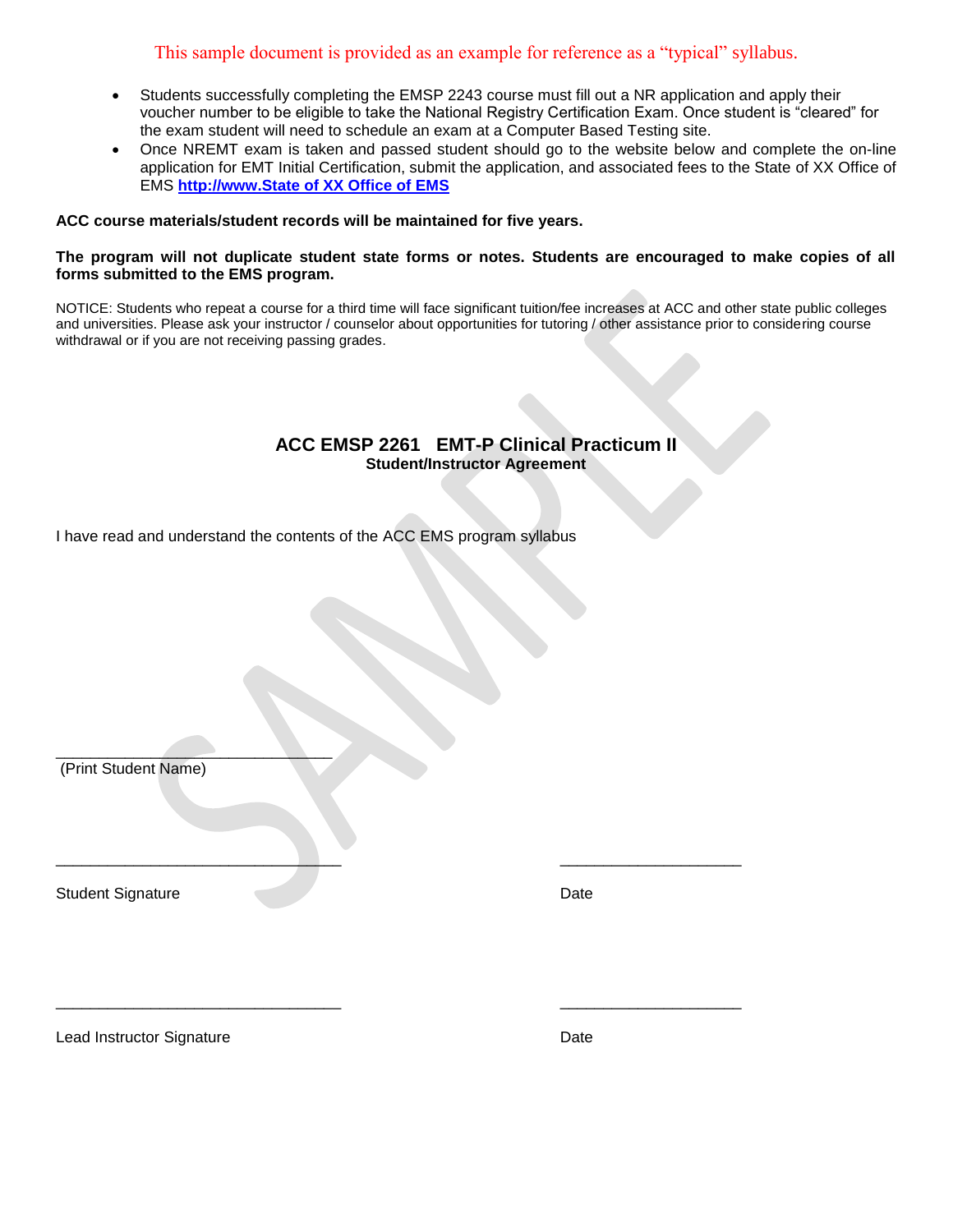This sample document is provided as an example for reference as a "typical" syllabus.

- Students successfully completing the EMSP 2243 course must fill out a NR application and apply their voucher number to be eligible to take the National Registry Certification Exam. Once student is "cleared" for the exam student will need to schedule an exam at a Computer Based Testing site.
- Once NREMT exam is taken and passed student should go to the website below and complete the on-line application for EMT Initial Certification, submit the application, and associated fees to the State of XX Office of EMS **http://www.State of XX Office of EMS**

**ACC course materials/student records will be maintained for five years.**

**The program will not duplicate student state forms or notes. Students are encouraged to make copies of all forms submitted to the EMS program.**

NOTICE: Students who repeat a course for a third time will face significant tuition/fee increases at ACC and other state public colleges and universities. Please ask your instructor / counselor about opportunities for tutoring / other assistance prior to considering course withdrawal or if you are not receiving passing grades.

## ACC EMSP 2261 EMT-P Clinical Practicum II

**Student/Instructor Agreement**

I have read and understand the contents of the ACC EMS program syllabus

_________________________________
(Print Student Name)

_________________________________ ____________________

Student Signature Date

_________________________________ ____________________

Lead Instructor Signature Date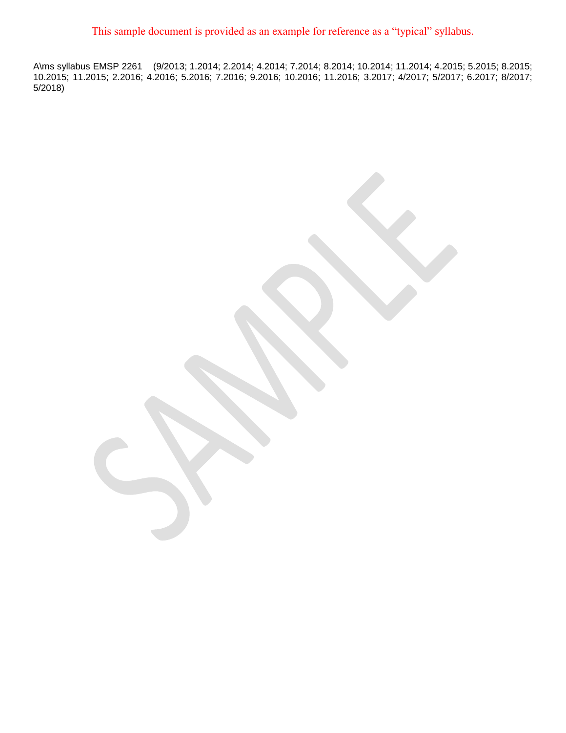This sample document is provided as an example for reference as a "typical" syllabus.

A\ms syllabus EMSP 2261 (9/2013; 1.2014; 2.2014; 4.2014; 7.2014; 8.2014; 10.2014; 11.2014; 4.2015; 5.2015; 8.2015; 10.2015; 11.2015; 2.2016; 4.2016; 5.2016; 7.2016; 9.2016; 10.2016; 11.2016; 3.2017; 4/2017; 5/2017; 6.2017; 8/2017; 5/2018)